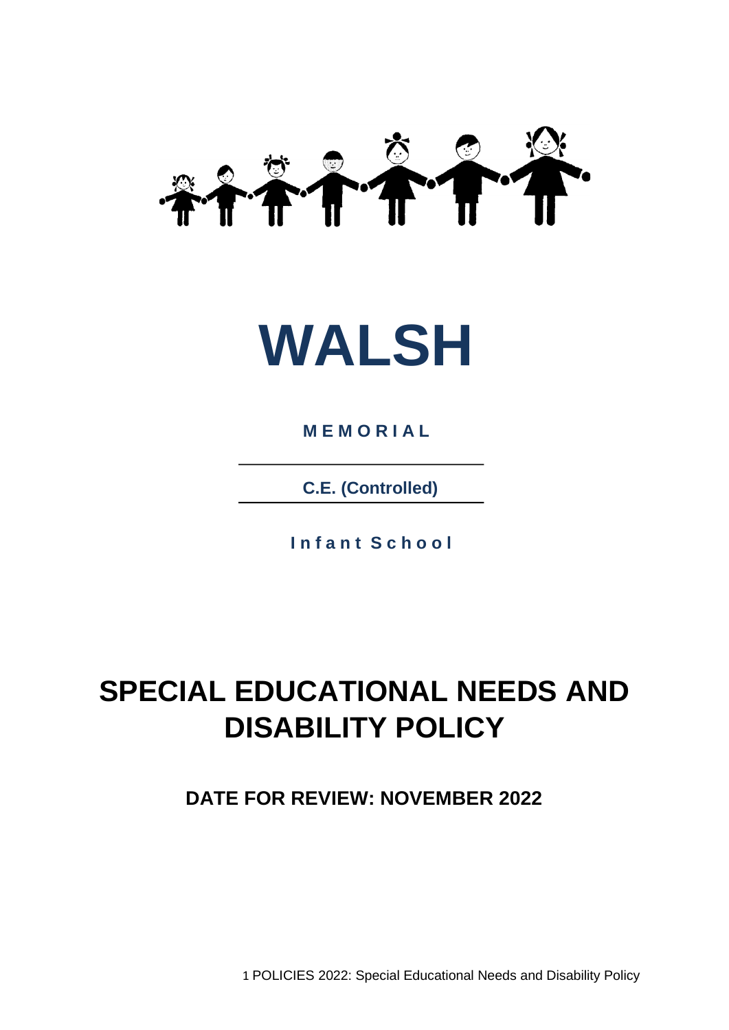# WALSH

**MEMORIAL**

**C.E. (Controlled)**

**Infant School**

# SPECIAL EDUCATIONAL NEEDS AND DISABILITY POLICY

**DATE FOR REVIEW: NOVEMBER 2022**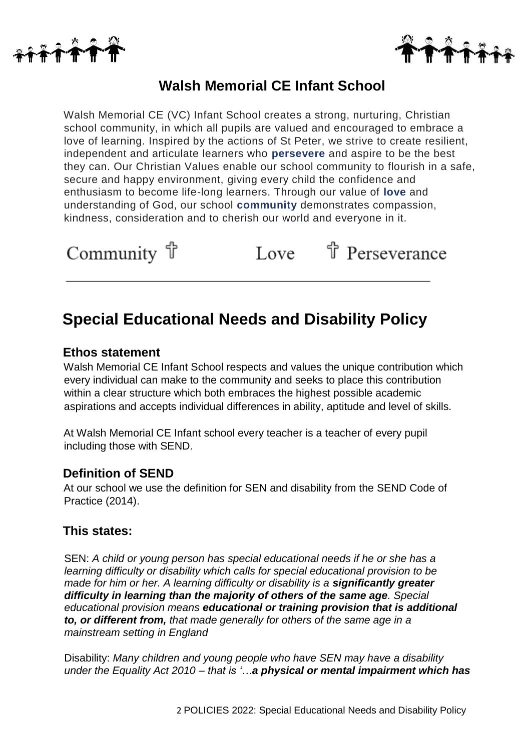# Walsh Memorial CE Infant School

Walsh Memorial CE (VC) Infant School creates a strong, nurturing, Christian school community, in which all pupils are valued and encouraged to embrace a love of learning. Inspired by the actions of St Peter, we strive to create resilient, independent and articulate learners who **persevere** and aspire to be the best they can. Our Christian Values enable our school community to flourish in a safe, secure and happy environment, giving every child the confidence and enthusiasm to become life-long learners. Through our value of **love** and understanding of God, our school **community** demonstrates compassion, kindness, consideration and to cherish our world and everyone in it.

Community ✝ Love ✝ Perseverance

---

# Special Educational Needs and Disability Policy

## Ethos statement

Walsh Memorial CE Infant School respects and values the unique contribution which every individual can make to the community and seeks to place this contribution within a clear structure which both embraces the highest possible academic aspirations and accepts individual differences in ability, aptitude and level of skills.

At Walsh Memorial CE Infant school every teacher is a teacher of every pupil including those with SEND.

## Definition of SEND

At our school we use the definition for SEN and disability from the SEND Code of Practice (2014).

## This states:

SEN: *A child or young person has special educational needs if he or she has a learning difficulty or disability which calls for special educational provision to be made for him or her. A learning difficulty or disability is a* ***significantly greater difficulty in learning than the majority of others of the same age****. Special educational provision means* ***educational or training provision that is additional to, or different from,*** *that made generally for others of the same age in a mainstream setting in England*

Disability: *Many children and young people who have SEN may have a disability under the Equality Act 2010 – that is '…****a physical or mental impairment which has***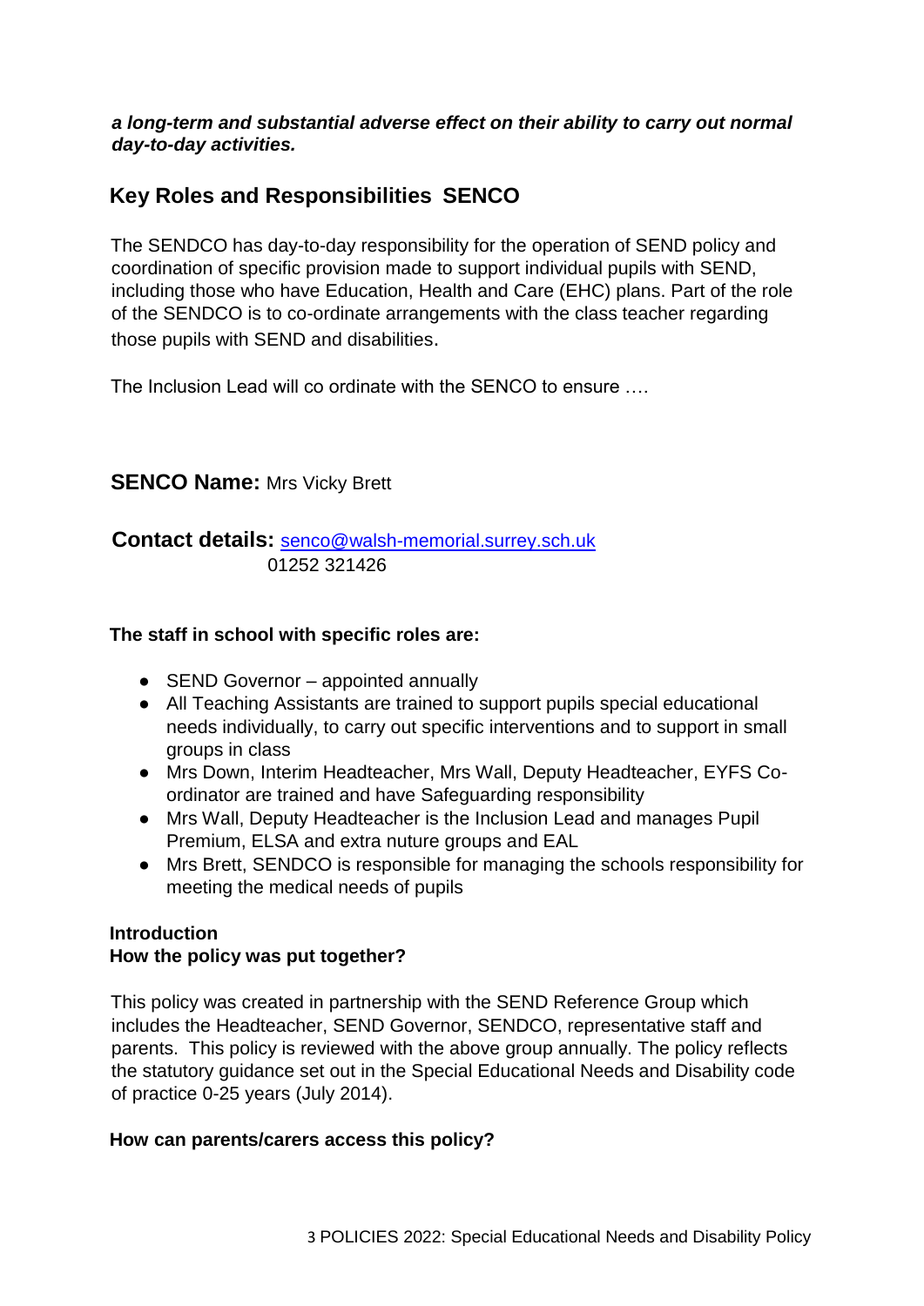***a long-term and substantial adverse effect on their ability to carry out normal day-to-day activities.***

## Key Roles and Responsibilities SENCO

The SENDCO has day-to-day responsibility for the operation of SEND policy and coordination of specific provision made to support individual pupils with SEND, including those who have Education, Health and Care (EHC) plans. Part of the role of the SENDCO is to co-ordinate arrangements with the class teacher regarding those pupils with SEND and disabilities.

The Inclusion Lead will co ordinate with the SENCO to ensure ….

**SENCO Name:** Mrs Vicky Brett

**Contact details:** senco@walsh-memorial.surrey.sch.uk
01252 321426

**The staff in school with specific roles are:**

- SEND Governor – appointed annually
- All Teaching Assistants are trained to support pupils special educational needs individually, to carry out specific interventions and to support in small groups in class
- Mrs Down, Interim Headteacher, Mrs Wall, Deputy Headteacher, EYFS Co-ordinator are trained and have Safeguarding responsibility
- Mrs Wall, Deputy Headteacher is the Inclusion Lead and manages Pupil Premium, ELSA and extra nuture groups and EAL
- Mrs Brett, SENDCO is responsible for managing the schools responsibility for meeting the medical needs of pupils

### Introduction

**How the policy was put together?**

This policy was created in partnership with the SEND Reference Group which includes the Headteacher, SEND Governor, SENDCO, representative staff and parents. This policy is reviewed with the above group annually. The policy reflects the statutory guidance set out in the Special Educational Needs and Disability code of practice 0-25 years (July 2014).

**How can parents/carers access this policy?**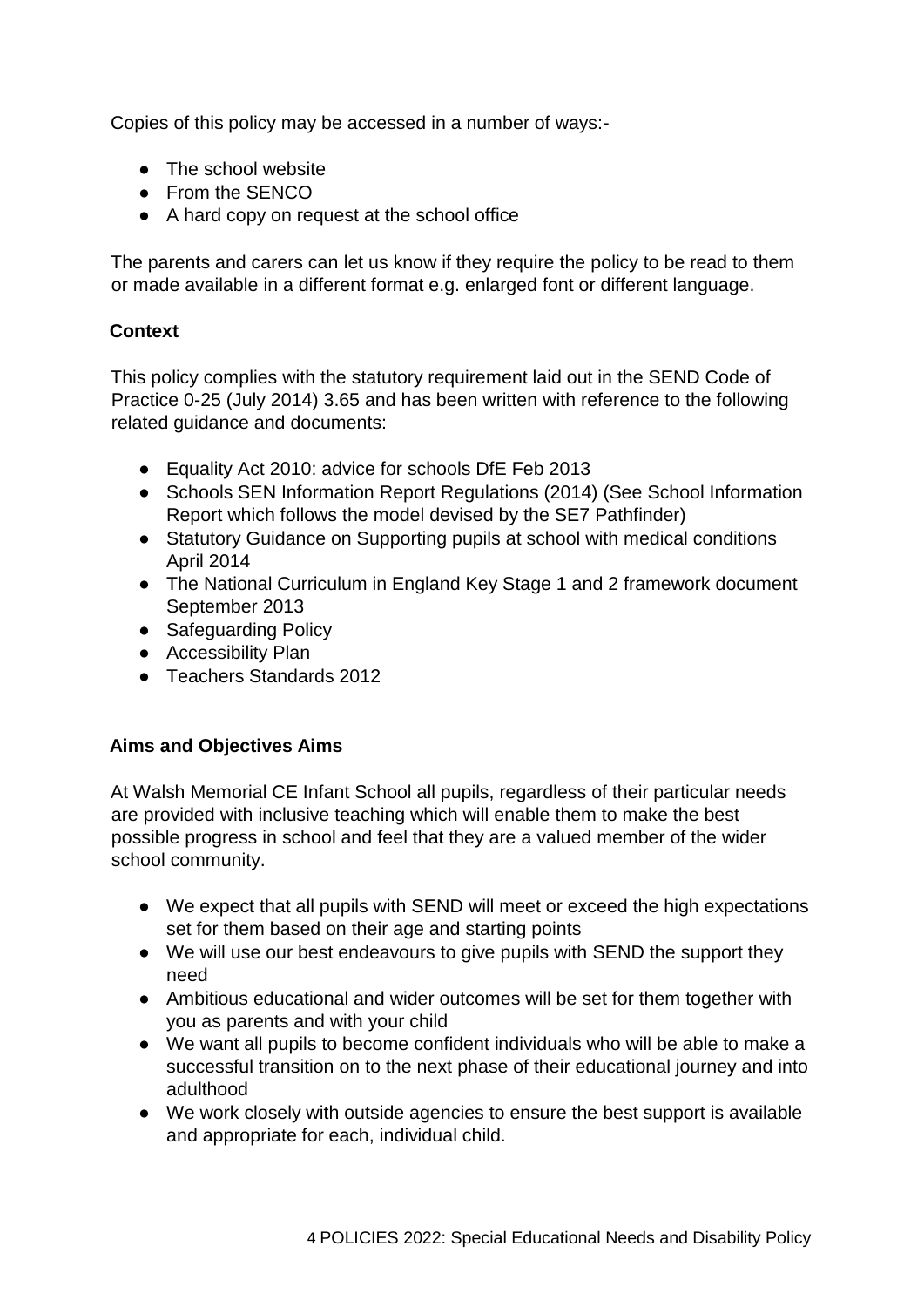Copies of this policy may be accessed in a number of ways:-

- The school website
- From the SENCO
- A hard copy on request at the school office

The parents and carers can let us know if they require the policy to be read to them or made available in a different format e.g. enlarged font or different language.

## Context

This policy complies with the statutory requirement laid out in the SEND Code of Practice 0-25 (July 2014) 3.65 and has been written with reference to the following related guidance and documents:

- Equality Act 2010: advice for schools DfE Feb 2013
- Schools SEN Information Report Regulations (2014) (See School Information Report which follows the model devised by the SE7 Pathfinder)
- Statutory Guidance on Supporting pupils at school with medical conditions April 2014
- The National Curriculum in England Key Stage 1 and 2 framework document September 2013
- Safeguarding Policy
- Accessibility Plan
- Teachers Standards 2012

## Aims and Objectives Aims

At Walsh Memorial CE Infant School all pupils, regardless of their particular needs are provided with inclusive teaching which will enable them to make the best possible progress in school and feel that they are a valued member of the wider school community.

- We expect that all pupils with SEND will meet or exceed the high expectations set for them based on their age and starting points
- We will use our best endeavours to give pupils with SEND the support they need
- Ambitious educational and wider outcomes will be set for them together with you as parents and with your child
- We want all pupils to become confident individuals who will be able to make a successful transition on to the next phase of their educational journey and into adulthood
- We work closely with outside agencies to ensure the best support is available and appropriate for each, individual child.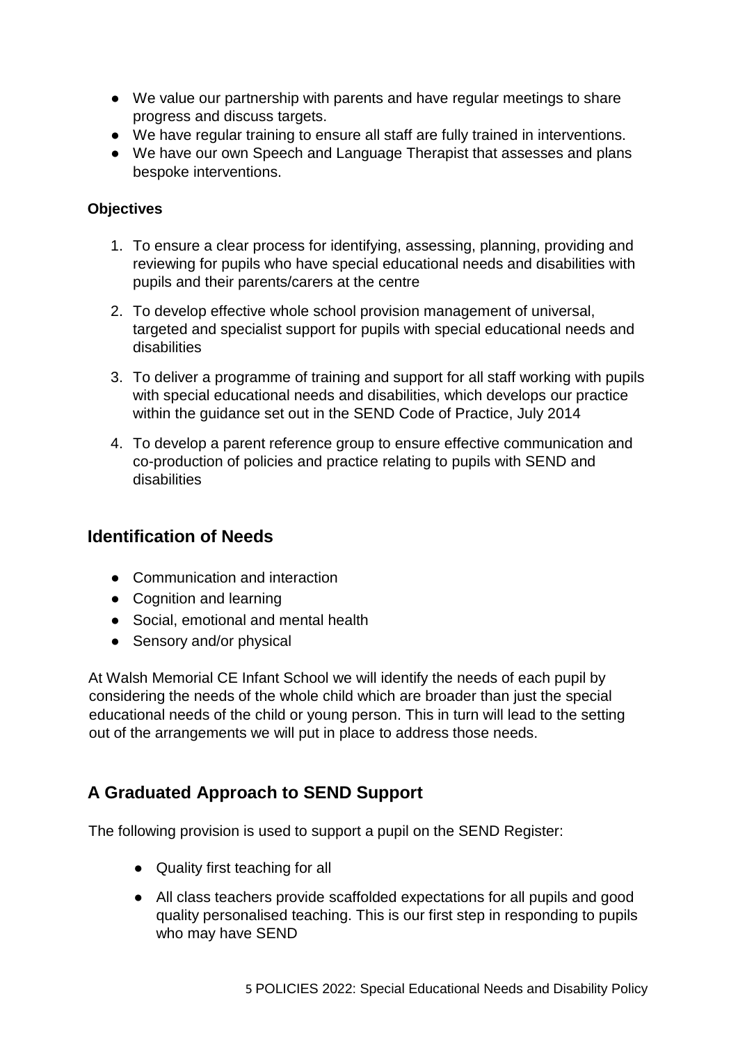- We value our partnership with parents and have regular meetings to share progress and discuss targets.
- We have regular training to ensure all staff are fully trained in interventions.
- We have our own Speech and Language Therapist that assesses and plans bespoke interventions.

**Objectives**

1. To ensure a clear process for identifying, assessing, planning, providing and reviewing for pupils who have special educational needs and disabilities with pupils and their parents/carers at the centre
2. To develop effective whole school provision management of universal, targeted and specialist support for pupils with special educational needs and disabilities
3. To deliver a programme of training and support for all staff working with pupils with special educational needs and disabilities, which develops our practice within the guidance set out in the SEND Code of Practice, July 2014
4. To develop a parent reference group to ensure effective communication and co-production of policies and practice relating to pupils with SEND and disabilities

## Identification of Needs

- Communication and interaction
- Cognition and learning
- Social, emotional and mental health
- Sensory and/or physical

At Walsh Memorial CE Infant School we will identify the needs of each pupil by considering the needs of the whole child which are broader than just the special educational needs of the child or young person. This in turn will lead to the setting out of the arrangements we will put in place to address those needs.

## A Graduated Approach to SEND Support

The following provision is used to support a pupil on the SEND Register:

- Quality first teaching for all
- All class teachers provide scaffolded expectations for all pupils and good quality personalised teaching. This is our first step in responding to pupils who may have SEND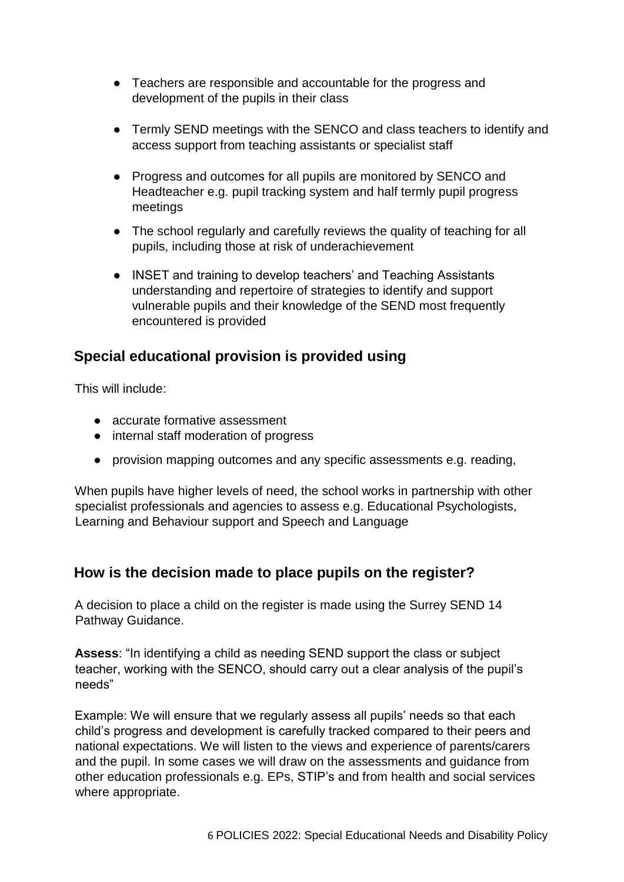- Teachers are responsible and accountable for the progress and development of the pupils in their class
- Termly SEND meetings with the SENCO and class teachers to identify and access support from teaching assistants or specialist staff
- Progress and outcomes for all pupils are monitored by SENCO and Headteacher e.g. pupil tracking system and half termly pupil progress meetings
- The school regularly and carefully reviews the quality of teaching for all pupils, including those at risk of underachievement
- INSET and training to develop teachers' and Teaching Assistants understanding and repertoire of strategies to identify and support vulnerable pupils and their knowledge of the SEND most frequently encountered is provided

## Special educational provision is provided using

This will include:

- accurate formative assessment
- internal staff moderation of progress
- provision mapping outcomes and any specific assessments e.g. reading,

When pupils have higher levels of need, the school works in partnership with other specialist professionals and agencies to assess e.g. Educational Psychologists, Learning and Behaviour support and Speech and Language

## How is the decision made to place pupils on the register?

A decision to place a child on the register is made using the Surrey SEND 14 Pathway Guidance.

**Assess**: "In identifying a child as needing SEND support the class or subject teacher, working with the SENCO, should carry out a clear analysis of the pupil's needs"

Example: We will ensure that we regularly assess all pupils' needs so that each child's progress and development is carefully tracked compared to their peers and national expectations. We will listen to the views and experience of parents/carers and the pupil. In some cases we will draw on the assessments and guidance from other education professionals e.g. EPs, STIP's and from health and social services where appropriate.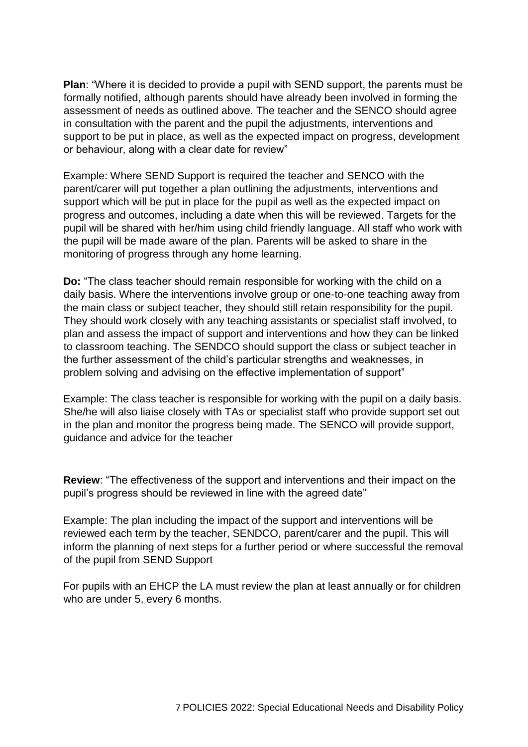**Plan**: "Where it is decided to provide a pupil with SEND support, the parents must be formally notified, although parents should have already been involved in forming the assessment of needs as outlined above. The teacher and the SENCO should agree in consultation with the parent and the pupil the adjustments, interventions and support to be put in place, as well as the expected impact on progress, development or behaviour, along with a clear date for review"

Example: Where SEND Support is required the teacher and SENCO with the parent/carer will put together a plan outlining the adjustments, interventions and support which will be put in place for the pupil as well as the expected impact on progress and outcomes, including a date when this will be reviewed. Targets for the pupil will be shared with her/him using child friendly language. All staff who work with the pupil will be made aware of the plan. Parents will be asked to share in the monitoring of progress through any home learning.

**Do:** "The class teacher should remain responsible for working with the child on a daily basis. Where the interventions involve group or one-to-one teaching away from the main class or subject teacher, they should still retain responsibility for the pupil. They should work closely with any teaching assistants or specialist staff involved, to plan and assess the impact of support and interventions and how they can be linked to classroom teaching. The SENDCO should support the class or subject teacher in the further assessment of the child's particular strengths and weaknesses, in problem solving and advising on the effective implementation of support"

Example: The class teacher is responsible for working with the pupil on a daily basis. She/he will also liaise closely with TAs or specialist staff who provide support set out in the plan and monitor the progress being made. The SENCO will provide support, guidance and advice for the teacher

**Review**: "The effectiveness of the support and interventions and their impact on the pupil's progress should be reviewed in line with the agreed date"

Example: The plan including the impact of the support and interventions will be reviewed each term by the teacher, SENDCO, parent/carer and the pupil. This will inform the planning of next steps for a further period or where successful the removal of the pupil from SEND Support

For pupils with an EHCP the LA must review the plan at least annually or for children who are under 5, every 6 months.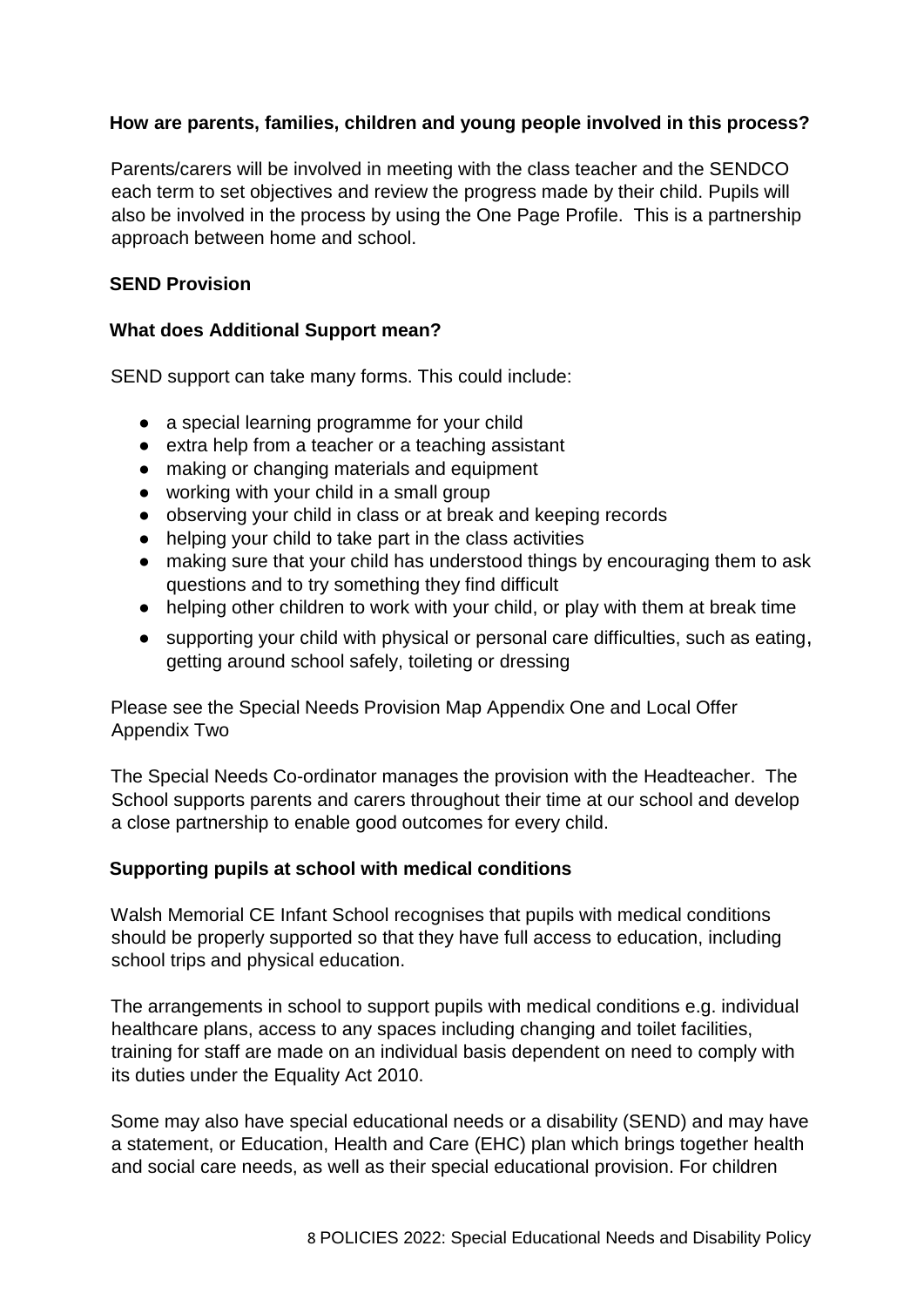**How are parents, families, children and young people involved in this process?**

Parents/carers will be involved in meeting with the class teacher and the SENDCO each term to set objectives and review the progress made by their child. Pupils will also be involved in the process by using the One Page Profile. This is a partnership approach between home and school.

**SEND Provision**

**What does Additional Support mean?**

SEND support can take many forms. This could include:

- a special learning programme for your child
- extra help from a teacher or a teaching assistant
- making or changing materials and equipment
- working with your child in a small group
- observing your child in class or at break and keeping records
- helping your child to take part in the class activities
- making sure that your child has understood things by encouraging them to ask questions and to try something they find difficult
- helping other children to work with your child, or play with them at break time
- supporting your child with physical or personal care difficulties, such as eating, getting around school safely, toileting or dressing

Please see the Special Needs Provision Map Appendix One and Local Offer Appendix Two

The Special Needs Co-ordinator manages the provision with the Headteacher. The School supports parents and carers throughout their time at our school and develop a close partnership to enable good outcomes for every child.

**Supporting pupils at school with medical conditions**

Walsh Memorial CE Infant School recognises that pupils with medical conditions should be properly supported so that they have full access to education, including school trips and physical education.

The arrangements in school to support pupils with medical conditions e.g. individual healthcare plans, access to any spaces including changing and toilet facilities, training for staff are made on an individual basis dependent on need to comply with its duties under the Equality Act 2010.

Some may also have special educational needs or a disability (SEND) and may have a statement, or Education, Health and Care (EHC) plan which brings together health and social care needs, as well as their special educational provision. For children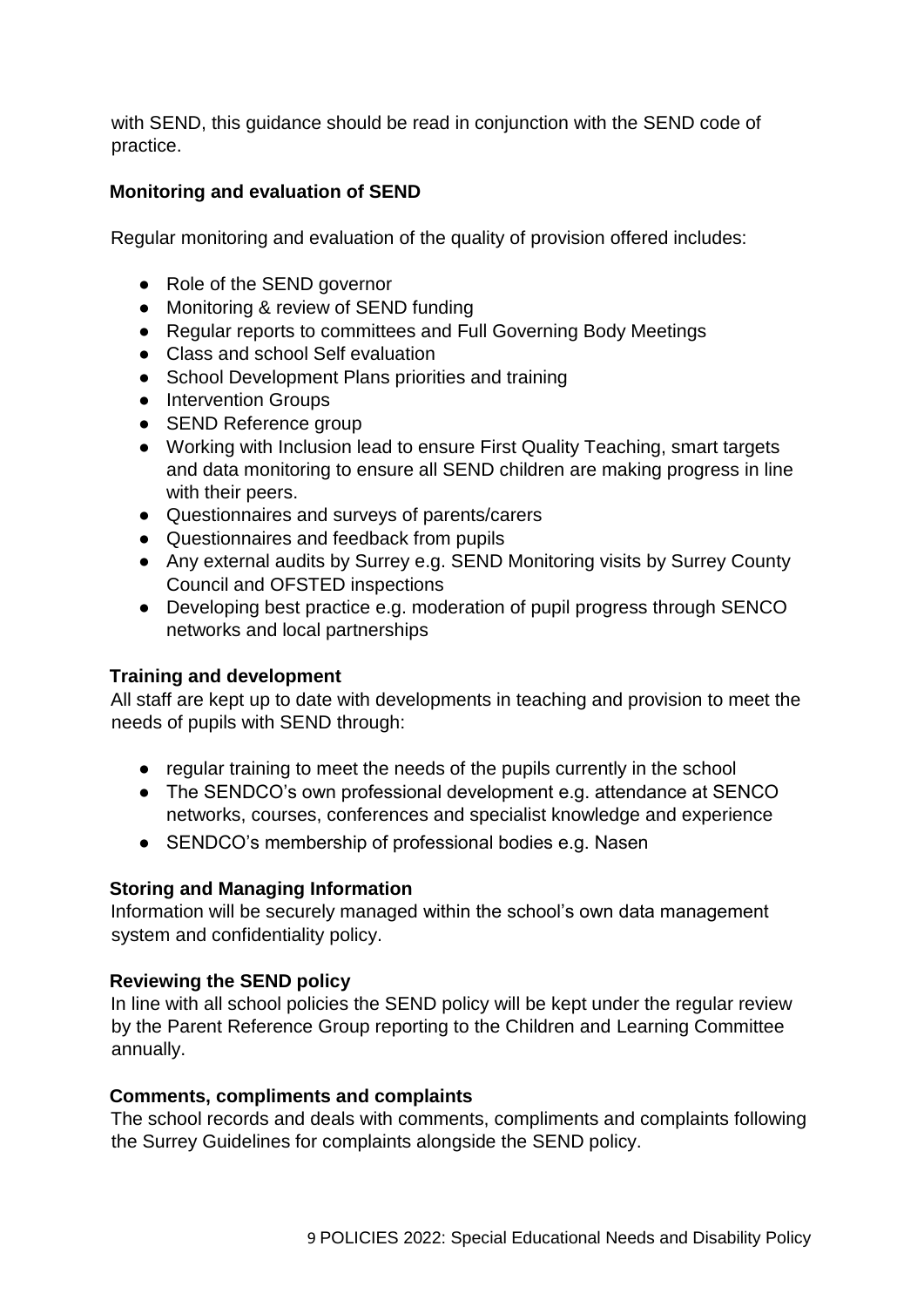with SEND, this guidance should be read in conjunction with the SEND code of practice.

## Monitoring and evaluation of SEND

Regular monitoring and evaluation of the quality of provision offered includes:

- Role of the SEND governor
- Monitoring & review of SEND funding
- Regular reports to committees and Full Governing Body Meetings
- Class and school Self evaluation
- School Development Plans priorities and training
- Intervention Groups
- SEND Reference group
- Working with Inclusion lead to ensure First Quality Teaching, smart targets and data monitoring to ensure all SEND children are making progress in line with their peers.
- Questionnaires and surveys of parents/carers
- Questionnaires and feedback from pupils
- Any external audits by Surrey e.g. SEND Monitoring visits by Surrey County Council and OFSTED inspections
- Developing best practice e.g. moderation of pupil progress through SENCO networks and local partnerships

## Training and development

All staff are kept up to date with developments in teaching and provision to meet the needs of pupils with SEND through:

- regular training to meet the needs of the pupils currently in the school
- The SENDCO's own professional development e.g. attendance at SENCO networks, courses, conferences and specialist knowledge and experience
- SENDCO's membership of professional bodies e.g. Nasen

## Storing and Managing Information

Information will be securely managed within the school's own data management system and confidentiality policy.

## Reviewing the SEND policy

In line with all school policies the SEND policy will be kept under the regular review by the Parent Reference Group reporting to the Children and Learning Committee annually.

## Comments, compliments and complaints

The school records and deals with comments, compliments and complaints following the Surrey Guidelines for complaints alongside the SEND policy.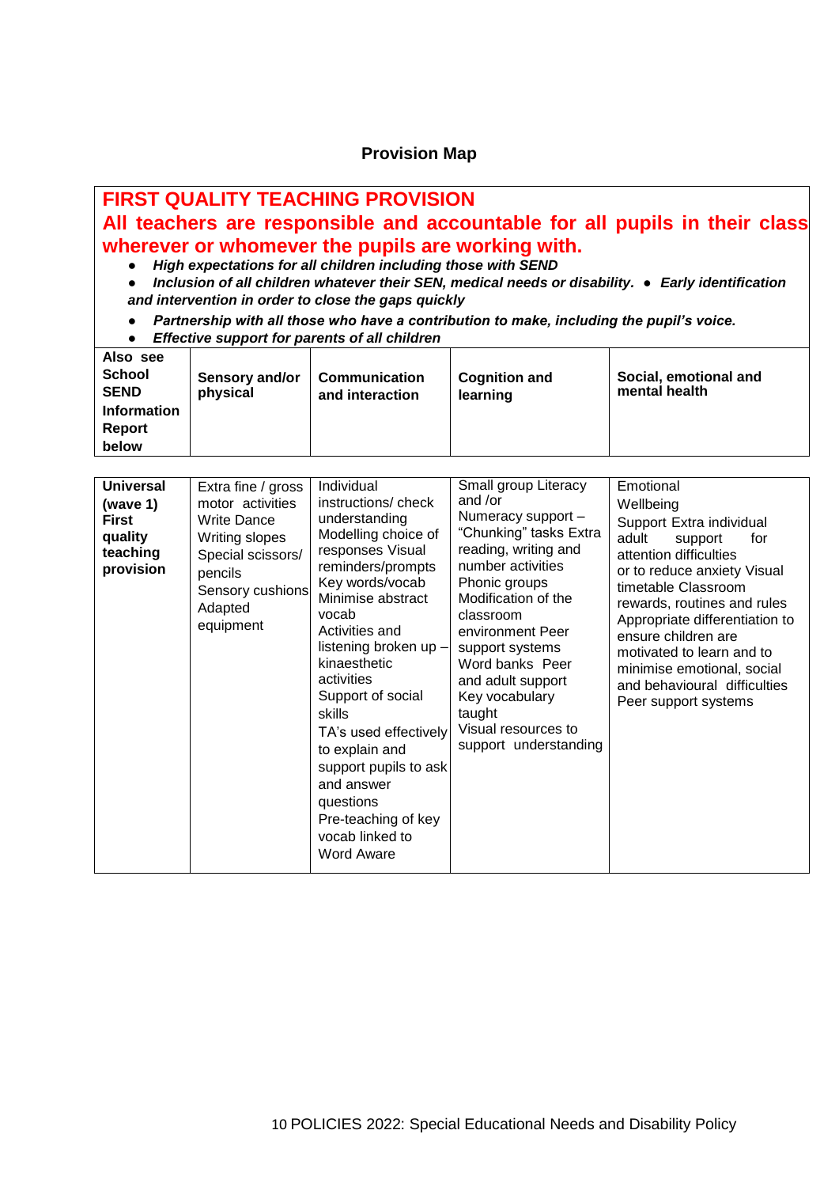## Provision Map

**FIRST QUALITY TEACHING PROVISION**

**All teachers are responsible and accountable for all pupils in their class wherever or whomever the pupils are working with.**

- ***High expectations for all children including those with SEND***
- ***Inclusion of all children whatever their SEN, medical needs or disability.*** ● ***Early identification and intervention in order to close the gaps quickly***
- ***Partnership with all those who have a contribution to make, including the pupil's voice.***
- ***Effective support for parents of all children***

| **Also see School SEND Information Report below** | **Sensory and/or physical** | **Communication and interaction** | **Cognition and learning** | **Social, emotional and mental health** |
|---|---|---|---|---|
| **Universal (wave 1) First quality teaching provision** | Extra fine / gross motor activities Write Dance Writing slopes Special scissors/ pencils Sensory cushions Adapted equipment | Individual instructions/ check understanding Modelling choice of responses Visual reminders/prompts Key words/vocab Minimise abstract vocab Activities and listening broken up – kinaesthetic activities Support of social skills TA's used effectively to explain and support pupils to ask and answer questions Pre-teaching of key vocab linked to Word Aware | Small group Literacy and /or Numeracy support – "Chunking" tasks Extra reading, writing and number activities Phonic groups Modification of the classroom environment Peer support systems Word banks Peer and adult support Key vocabulary taught Visual resources to support understanding | Emotional Wellbeing Support Extra individual adult support for attention difficulties or to reduce anxiety Visual timetable Classroom rewards, routines and rules Appropriate differentiation to ensure children are motivated to learn and to minimise emotional, social and behavioural difficulties Peer support systems |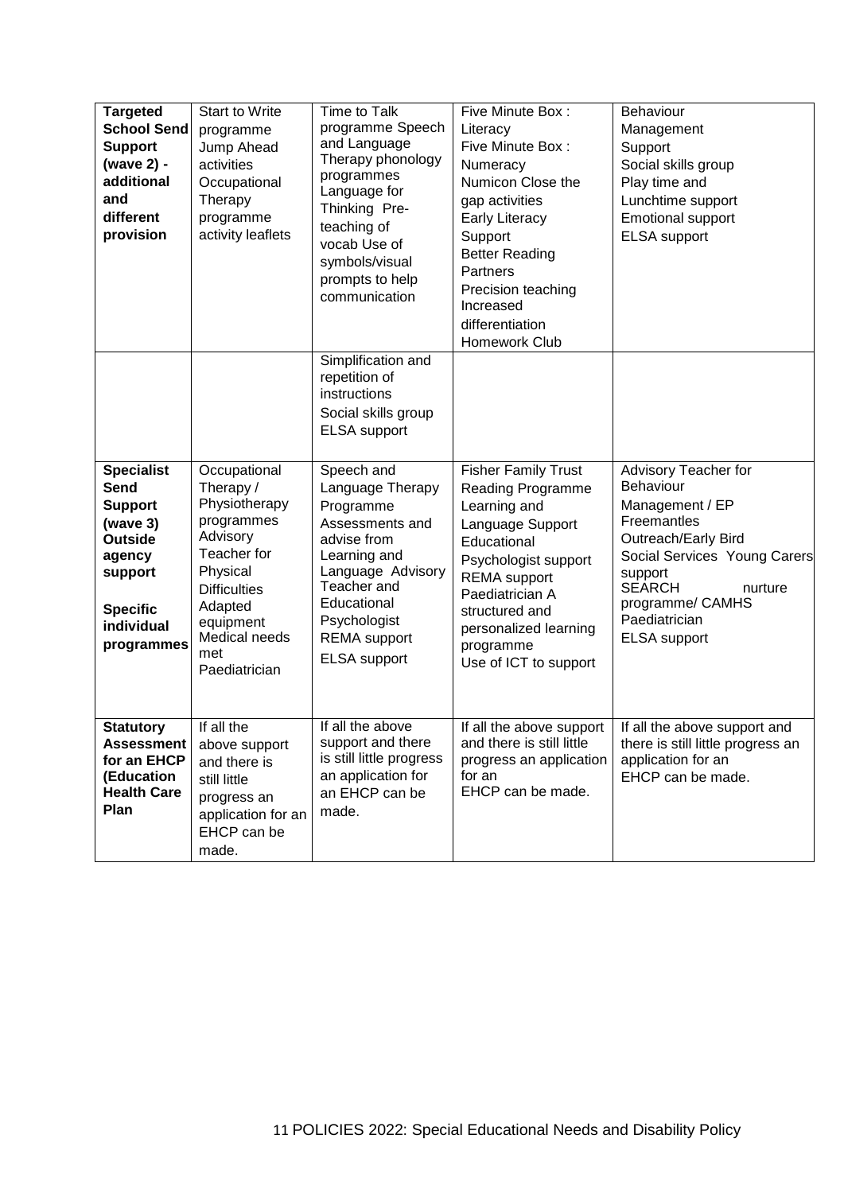| | | | | |
|---|---|---|---|---|
| **Targeted School Send Support (wave 2) - additional and different provision** | Start to Write programme Jump Ahead activities Occupational Therapy programme activity leaflets | Time to Talk programme Speech and Language Therapy phonology programmes Language for Thinking Pre-teaching of vocab Use of symbols/visual prompts to help communication | Five Minute Box : Literacy Five Minute Box : Numeracy Numicon Close the gap activities Early Literacy Support Better Reading Partners Precision teaching Increased differentiation Homework Club | Behaviour Management Support Social skills group Play time and Lunchtime support Emotional support ELSA support |
| | | Simplification and repetition of instructions Social skills group ELSA support | | |
| **Specialist Send Support (wave 3) Outside agency support** **Specific individual programmes** | Occupational Therapy / Physiotherapy programmes Advisory Teacher for Physical Difficulties Adapted equipment Medical needs met Paediatrician | Speech and Language Therapy Programme Assessments and advise from Learning and Language Advisory Teacher and Educational Psychologist REMA support ELSA support | Fisher Family Trust Reading Programme Learning and Language Support Educational Psychologist support REMA support Paediatrician A structured and personalized learning programme Use of ICT to support | Advisory Teacher for Behaviour Management / EP Freemantles Outreach/Early Bird Social Services Young Carers support SEARCH nurture programme/ CAMHS Paediatrician ELSA support |
| **Statutory Assessment for an EHCP (Education Health Care Plan** | If all the above support and there is still little progress an application for an EHCP can be made. | If all the above support and there is still little progress an application for an EHCP can be made. | If all the above support and there is still little progress an application for an EHCP can be made. | If all the above support and there is still little progress an application for an EHCP can be made. |